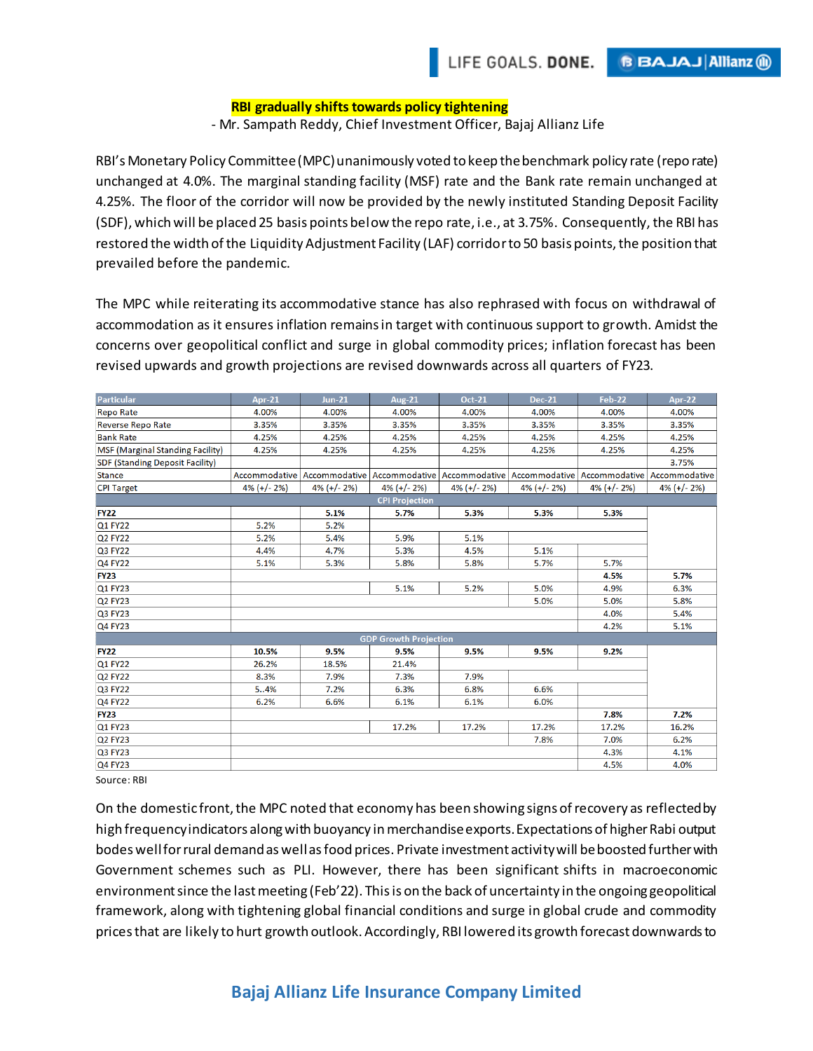**RBI gradually shifts towards policy tightening**

- Mr. Sampath Reddy, Chief Investment Officer, Bajaj Allianz Life

RBI's Monetary Policy Committee (MPC) unanimously voted to keep the benchmark policy rate (repo rate) unchanged at 4.0%. The marginal standing facility (MSF) rate and the Bank rate remain unchanged at 4.25%. The floor of the corridor will now be provided by the newly instituted Standing Deposit Facility (SDF), which will be placed 25 basis points below the repo rate, i.e., at 3.75%. Consequently, the RBI has restored the width of the Liquidity Adjustment Facility (LAF) corridor to 50 basis points, the position that prevailed before the pandemic.

The MPC while reiterating its accommodative stance has also rephrased with focus on withdrawal of accommodation as it ensures inflation remains in target with continuous support to growth. Amidst the concerns over geopolitical conflict and surge in global commodity prices; inflation forecast has been revised upwards and growth projections are revised downwards across all quarters of FY23.

| Particular | Apr-21 | Jun-21 | Aug-21 | Oct-21 | Dec-21 | Feb-22 | Apr-22 |
|---|---|---|---|---|---|---|---|
| Repo Rate | 4.00% | 4.00% | 4.00% | 4.00% | 4.00% | 4.00% | 4.00% |
| Reverse Repo Rate | 3.35% | 3.35% | 3.35% | 3.35% | 3.35% | 3.35% | 3.35% |
| Bank Rate | 4.25% | 4.25% | 4.25% | 4.25% | 4.25% | 4.25% | 4.25% |
| MSF (Marginal Standing Facility) | 4.25% | 4.25% | 4.25% | 4.25% | 4.25% | 4.25% | 4.25% |
| SDF (Standing Deposit Facility) | | | | | | | 3.75% |
| Stance | Accommodative | Accommodative | Accommodative | Accommodative | Accommodative | Accommodative | Accommodative |
| CPI Target | 4% (+/- 2%) | 4% (+/- 2%) | 4% (+/- 2%) | 4% (+/- 2%) | 4% (+/- 2%) | 4% (+/- 2%) | 4% (+/- 2%) |
| **CPI Projection** | | | | | | | |
| **FY22** | | **5.1%** | **5.7%** | **5.3%** | **5.3%** | **5.3%** | |
| Q1 FY22 | 5.2% | 5.2% | | | | | |
| Q2 FY22 | 5.2% | 5.4% | 5.9% | 5.1% | | | |
| Q3 FY22 | 4.4% | 4.7% | 5.3% | 4.5% | 5.1% | | |
| Q4 FY22 | 5.1% | 5.3% | 5.8% | 5.8% | 5.7% | 5.7% | |
| **FY23** | | | | | | **4.5%** | **5.7%** |
| Q1 FY23 | | | 5.1% | 5.2% | 5.0% | 4.9% | 6.3% |
| Q2 FY23 | | | | | 5.0% | 5.0% | 5.8% |
| Q3 FY23 | | | | | | 4.0% | 5.4% |
| Q4 FY23 | | | | | | 4.2% | 5.1% |
| **GDP Growth Projection** | | | | | | | |
| **FY22** | **10.5%** | **9.5%** | **9.5%** | **9.5%** | **9.5%** | **9.2%** | |
| Q1 FY22 | 26.2% | 18.5% | 21.4% | | | | |
| Q2 FY22 | 8.3% | 7.9% | 7.3% | 7.9% | | | |
| Q3 FY22 | 5..4% | 7.2% | 6.3% | 6.8% | 6.6% | | |
| Q4 FY22 | 6.2% | 6.6% | 6.1% | 6.1% | 6.0% | | |
| **FY23** | | | | | | **7.8%** | **7.2%** |
| Q1 FY23 | | | 17.2% | 17.2% | 17.2% | 17.2% | 16.2% |
| Q2 FY23 | | | | | 7.8% | 7.0% | 6.2% |
| Q3 FY23 | | | | | | 4.3% | 4.1% |
| Q4 FY23 | | | | | | 4.5% | 4.0% |

Source: RBI

On the domestic front, the MPC noted that economy has been showing signs of recovery as reflected by high frequency indicators along with buoyancy in merchandise exports. Expectations of higher Rabi output bodes well for rural demand as well as food prices. Private investment activity will be boosted further with Government schemes such as PLI. However, there has been significant shifts in macroeconomic environment since the last meeting (Feb'22). This is on the back of uncertainty in the ongoing geopolitical framework, along with tightening global financial conditions and surge in global crude and commodity prices that are likely to hurt growth outlook. Accordingly, RBI lowered its growth forecast downwards to

**Bajaj Allianz Life Insurance Company Limited**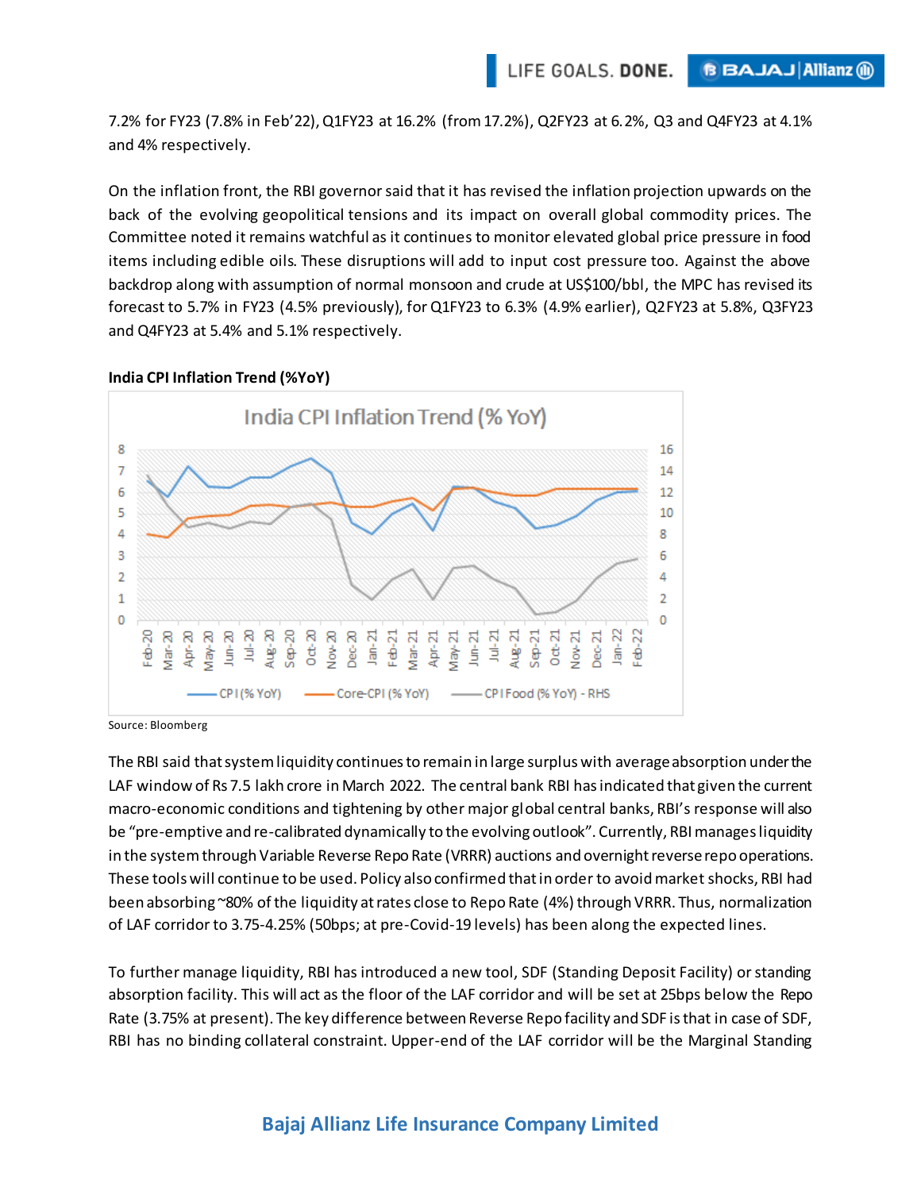7.2% for FY23 (7.8% in Feb'22), Q1FY23 at 16.2% (from 17.2%), Q2FY23 at 6.2%, Q3 and Q4FY23 at 4.1% and 4% respectively.

On the inflation front, the RBI governor said that it has revised the inflation projection upwards on the back of the evolving geopolitical tensions and its impact on overall global commodity prices. The Committee noted it remains watchful as it continues to monitor elevated global price pressure in food items including edible oils. These disruptions will add to input cost pressure too. Against the above backdrop along with assumption of normal monsoon and crude at US$100/bbl, the MPC has revised its forecast to 5.7% in FY23 (4.5% previously), for Q1FY23 to 6.3% (4.9% earlier), Q2FY23 at 5.8%, Q3FY23 and Q4FY23 at 5.4% and 5.1% respectively.

**India CPI Inflation Trend (%YoY)**

Source: Bloomberg

The RBI said that system liquidity continues to remain in large surplus with average absorption under the LAF window of Rs 7.5 lakh crore in March 2022. The central bank RBI has indicated that given the current macro-economic conditions and tightening by other major global central banks, RBI's response will also be "pre-emptive and re-calibrated dynamically to the evolving outlook". Currently, RBI manages liquidity in the system through Variable Reverse Repo Rate (VRRR) auctions and overnight reverse repo operations. These tools will continue to be used. Policy also confirmed that in order to avoid market shocks, RBI had been absorbing ~80% of the liquidity at rates close to Repo Rate (4%) through VRRR. Thus, normalization of LAF corridor to 3.75-4.25% (50bps; at pre-Covid-19 levels) has been along the expected lines.

To further manage liquidity, RBI has introduced a new tool, SDF (Standing Deposit Facility) or standing absorption facility. This will act as the floor of the LAF corridor and will be set at 25bps below the Repo Rate (3.75% at present). The key difference between Reverse Repo facility and SDF is that in case of SDF, RBI has no binding collateral constraint. Upper-end of the LAF corridor will be the Marginal Standing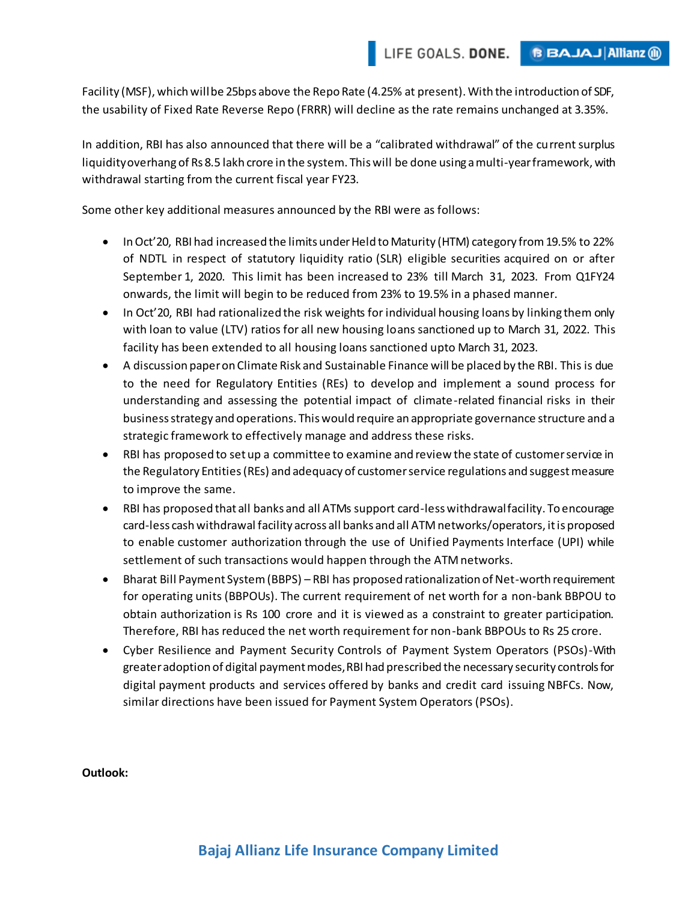Facility (MSF), which will be 25bps above the Repo Rate (4.25% at present). With the introduction of SDF, the usability of Fixed Rate Reverse Repo (FRRR) will decline as the rate remains unchanged at 3.35%.

In addition, RBI has also announced that there will be a "calibrated withdrawal" of the current surplus liquidity overhang of Rs 8.5 lakh crore in the system. This will be done using a multi-year framework, with withdrawal starting from the current fiscal year FY23.

Some other key additional measures announced by the RBI were as follows:

- In Oct'20, RBI had increased the limits under Held to Maturity (HTM) category from 19.5% to 22% of NDTL in respect of statutory liquidity ratio (SLR) eligible securities acquired on or after September 1, 2020. This limit has been increased to 23% till March 31, 2023. From Q1FY24 onwards, the limit will begin to be reduced from 23% to 19.5% in a phased manner.
- In Oct'20, RBI had rationalized the risk weights for individual housing loans by linking them only with loan to value (LTV) ratios for all new housing loans sanctioned up to March 31, 2022. This facility has been extended to all housing loans sanctioned upto March 31, 2023.
- A discussion paper on Climate Risk and Sustainable Finance will be placed by the RBI. This is due to the need for Regulatory Entities (REs) to develop and implement a sound process for understanding and assessing the potential impact of climate-related financial risks in their business strategy and operations. This would require an appropriate governance structure and a strategic framework to effectively manage and address these risks.
- RBI has proposed to set up a committee to examine and review the state of customer service in the Regulatory Entities (REs) and adequacy of customer service regulations and suggest measure to improve the same.
- RBI has proposed that all banks and all ATMs support card-less withdrawal facility. To encourage card-less cash withdrawal facility across all banks and all ATM networks/operators, it is proposed to enable customer authorization through the use of Unified Payments Interface (UPI) while settlement of such transactions would happen through the ATM networks.
- Bharat Bill Payment System (BBPS) – RBI has proposed rationalization of Net-worth requirement for operating units (BBPOUs). The current requirement of net worth for a non-bank BBPOU to obtain authorization is Rs 100 crore and it is viewed as a constraint to greater participation. Therefore, RBI has reduced the net worth requirement for non-bank BBPOUs to Rs 25 crore.
- Cyber Resilience and Payment Security Controls of Payment System Operators (PSOs)-With greater adoption of digital payment modes, RBI had prescribed the necessary security controls for digital payment products and services offered by banks and credit card issuing NBFCs. Now, similar directions have been issued for Payment System Operators (PSOs).

**Outlook:**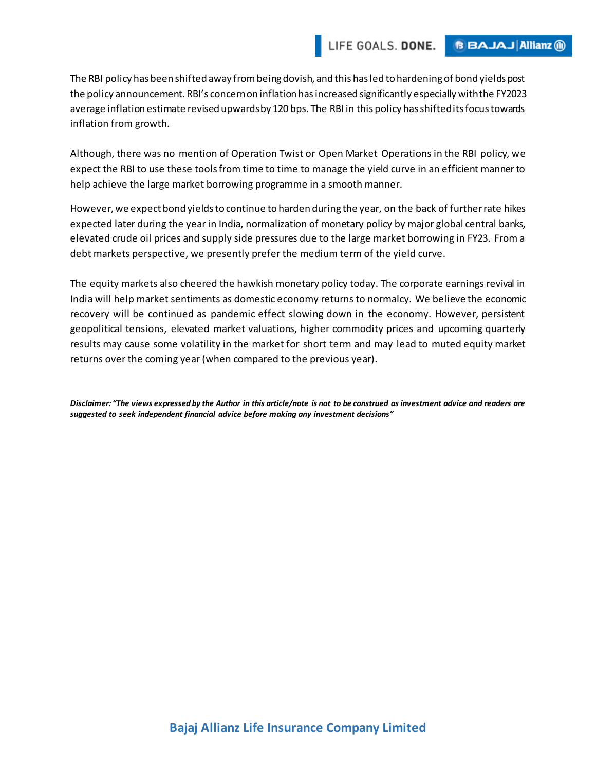The RBI policy has been shifted away from being dovish, and this has led to hardening of bond yields post the policy announcement. RBI's concern on inflation has increased significantly especially with the FY2023 average inflation estimate revised upwards by 120 bps. The RBI in this policy has shifted its focus towards inflation from growth.

Although, there was no mention of Operation Twist or Open Market Operations in the RBI policy, we expect the RBI to use these tools from time to time to manage the yield curve in an efficient manner to help achieve the large market borrowing programme in a smooth manner.

However, we expect bond yields to continue to harden during the year, on the back of further rate hikes expected later during the year in India, normalization of monetary policy by major global central banks, elevated crude oil prices and supply side pressures due to the large market borrowing in FY23. From a debt markets perspective, we presently prefer the medium term of the yield curve.

The equity markets also cheered the hawkish monetary policy today. The corporate earnings revival in India will help market sentiments as domestic economy returns to normalcy. We believe the economic recovery will be continued as pandemic effect slowing down in the economy. However, persistent geopolitical tensions, elevated market valuations, higher commodity prices and upcoming quarterly results may cause some volatility in the market for short term and may lead to muted equity market returns over the coming year (when compared to the previous year).

***Disclaimer: "The views expressed by the Author in this article/note is not to be construed as investment advice and readers are suggested to seek independent financial advice before making any investment decisions"***

**Bajaj Allianz Life Insurance Company Limited**